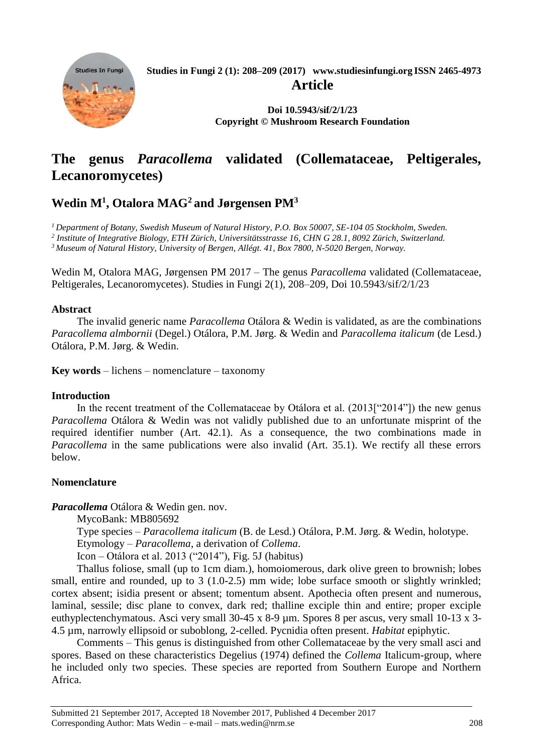# The genus *Paracollema* validated (Collemataceae, Peltigerales, Lecanoromycetes)

## Wedin M[1], Otalora MAG[2] and Jørgensen PM[3]

[1] *Department of Botany, Swedish Museum of Natural History, P.O. Box 50007, SE-104 05 Stockholm, Sweden.*
[2] *Institute of Integrative Biology, ETH Zürich, Universitätsstrasse 16, CHN G 28.1, 8092 Zürich, Switzerland.*
[3] *Museum of Natural History, University of Bergen, Allégt. 41, Box 7800, N-5020 Bergen, Norway.*

Wedin M, Otalora MAG, Jørgensen PM 2017 – The genus *Paracollema* validated (Collemataceae, Peltigerales, Lecanoromycetes). Studies in Fungi 2(1), 208–209, Doi 10.5943/sif/2/1/23

**Abstract**

The invalid generic name *Paracollema* Otálora & Wedin is validated, as are the combinations *Paracollema almbornii* (Degel.) Otálora, P.M. Jørg. & Wedin and *Paracollema italicum* (de Lesd.) Otálora, P.M. Jørg. & Wedin.

**Key words** – lichens – nomenclature – taxonomy

**Introduction**

In the recent treatment of the Collemataceae by Otálora et al. (2013["2014"]) the new genus *Paracollema* Otálora & Wedin was not validly published due to an unfortunate misprint of the required identifier number (Art. 42.1). As a consequence, the two combinations made in *Paracollema* in the same publications were also invalid (Art. 35.1). We rectify all these errors below.

**Nomenclature**

***Paracollema*** Otálora & Wedin gen. nov.

MycoBank: MB805692

Type species – *Paracollema italicum* (B. de Lesd.) Otálora, P.M. Jørg. & Wedin, holotype.

Etymology – *Paracollema*, a derivation of *Collema*.

Icon – Otálora et al. 2013 ("2014"), Fig. 5J (habitus)

Thallus foliose, small (up to 1cm diam.), homoiomerous, dark olive green to brownish; lobes small, entire and rounded, up to 3 (1.0-2.5) mm wide; lobe surface smooth or slightly wrinkled; cortex absent; isidia present or absent; tomentum absent. Apothecia often present and numerous, laminal, sessile; disc plane to convex, dark red; thalline exciple thin and entire; proper exciple euthyplectenchymatous. Asci very small 30-45 x 8-9 µm. Spores 8 per ascus, very small 10-13 x 3-4.5 µm, narrowly ellipsoid or suboblong, 2-celled. Pycnidia often present. *Habitat* epiphytic.

Comments – This genus is distinguished from other Collemataceae by the very small asci and spores. Based on these characteristics Degelius (1974) defined the *Collema* Italicum-group, where he included only two species. These species are reported from Southern Europe and Northern Africa.

Submitted 21 September 2017, Accepted 18 November 2017, Published 4 December 2017
Corresponding Author: Mats Wedin – e-mail – mats.wedin@nrm.se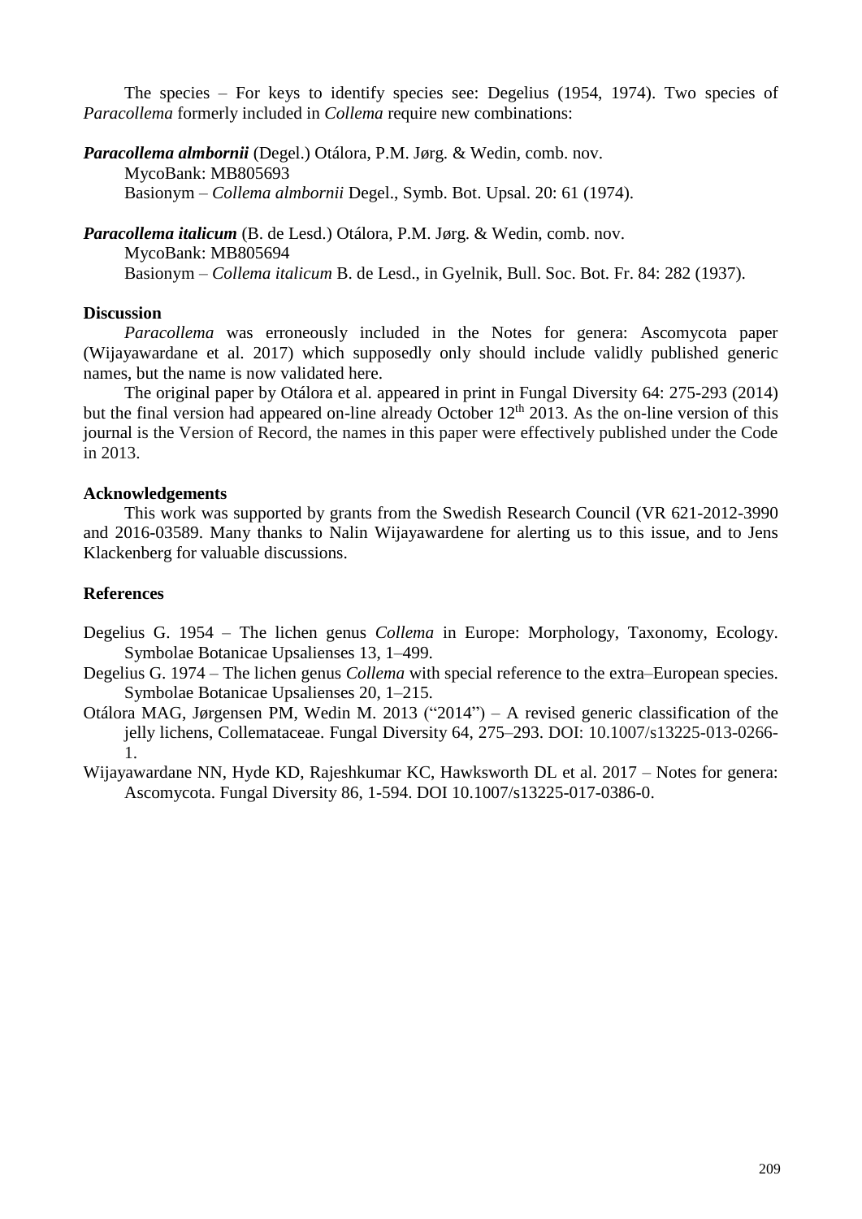The species – For keys to identify species see: Degelius (1954, 1974). Two species of *Paracollema* formerly included in *Collema* require new combinations:

***Paracollema almbornii*** (Degel.) Otálora, P.M. Jørg. & Wedin, comb. nov.
MycoBank: MB805693
Basionym – *Collema almbornii* Degel., Symb. Bot. Upsal. 20: 61 (1974).

***Paracollema italicum*** (B. de Lesd.) Otálora, P.M. Jørg. & Wedin, comb. nov.
MycoBank: MB805694
Basionym – *Collema italicum* B. de Lesd., in Gyelnik, Bull. Soc. Bot. Fr. 84: 282 (1937).

**Discussion**

*Paracollema* was erroneously included in the Notes for genera: Ascomycota paper (Wijayawardane et al. 2017) which supposedly only should include validly published generic names, but the name is now validated here.

The original paper by Otálora et al. appeared in print in Fungal Diversity 64: 275-293 (2014) but the final version had appeared on-line already October 12th 2013. As the on-line version of this journal is the Version of Record, the names in this paper were effectively published under the Code in 2013.

**Acknowledgements**

This work was supported by grants from the Swedish Research Council (VR 621-2012-3990 and 2016-03589. Many thanks to Nalin Wijayawardene for alerting us to this issue, and to Jens Klackenberg for valuable discussions.

**References**

Degelius G. 1954 – The lichen genus *Collema* in Europe: Morphology, Taxonomy, Ecology. Symbolae Botanicae Upsalienses 13, 1–499.

Degelius G. 1974 – The lichen genus *Collema* with special reference to the extra–European species. Symbolae Botanicae Upsalienses 20, 1–215.

Otálora MAG, Jørgensen PM, Wedin M. 2013 ("2014") – A revised generic classification of the jelly lichens, Collemataceae. Fungal Diversity 64, 275–293. DOI: 10.1007/s13225-013-0266-1.

Wijayawardane NN, Hyde KD, Rajeshkumar KC, Hawksworth DL et al. 2017 – Notes for genera: Ascomycota. Fungal Diversity 86, 1-594. DOI 10.1007/s13225-017-0386-0.